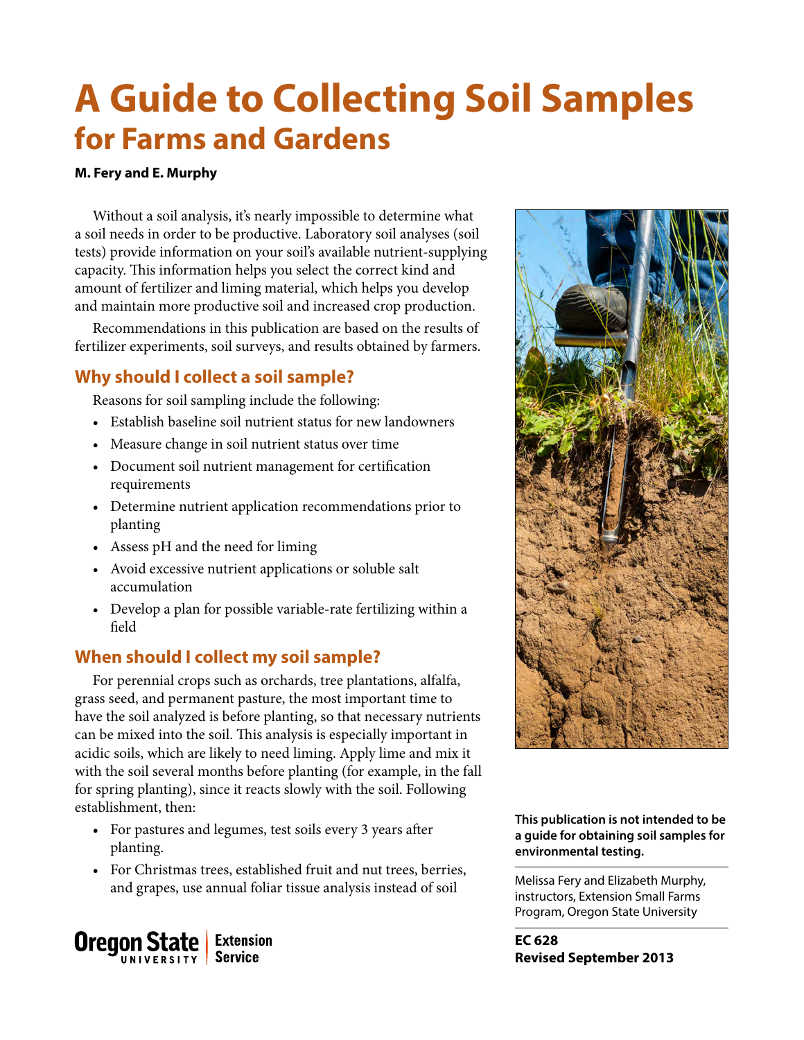# A Guide to Collecting Soil Samples
## for Farms and Gardens

**M. Fery and E. Murphy**

Without a soil analysis, it's nearly impossible to determine what a soil needs in order to be productive. Laboratory soil analyses (soil tests) provide information on your soil's available nutrient-supplying capacity. This information helps you select the correct kind and amount of fertilizer and liming material, which helps you develop and maintain more productive soil and increased crop production.

Recommendations in this publication are based on the results of fertilizer experiments, soil surveys, and results obtained by farmers.

### Why should I collect a soil sample?

Reasons for soil sampling include the following:

- Establish baseline soil nutrient status for new landowners
- Measure change in soil nutrient status over time
- Document soil nutrient management for certification requirements
- Determine nutrient application recommendations prior to planting
- Assess pH and the need for liming
- Avoid excessive nutrient applications or soluble salt accumulation
- Develop a plan for possible variable-rate fertilizing within a field

### When should I collect my soil sample?

For perennial crops such as orchards, tree plantations, alfalfa, grass seed, and permanent pasture, the most important time to have the soil analyzed is before planting, so that necessary nutrients can be mixed into the soil. This analysis is especially important in acidic soils, which are likely to need liming. Apply lime and mix it with the soil several months before planting (for example, in the fall for spring planting), since it reacts slowly with the soil. Following establishment, then:

- For pastures and legumes, test soils every 3 years after planting.
- For Christmas trees, established fruit and nut trees, berries, and grapes, use annual foliar tissue analysis instead of soil

**This publication is not intended to be a guide for obtaining soil samples for environmental testing.**

Melissa Fery and Elizabeth Murphy, instructors, Extension Small Farms Program, Oregon State University

**EC 628**
**Revised September 2013**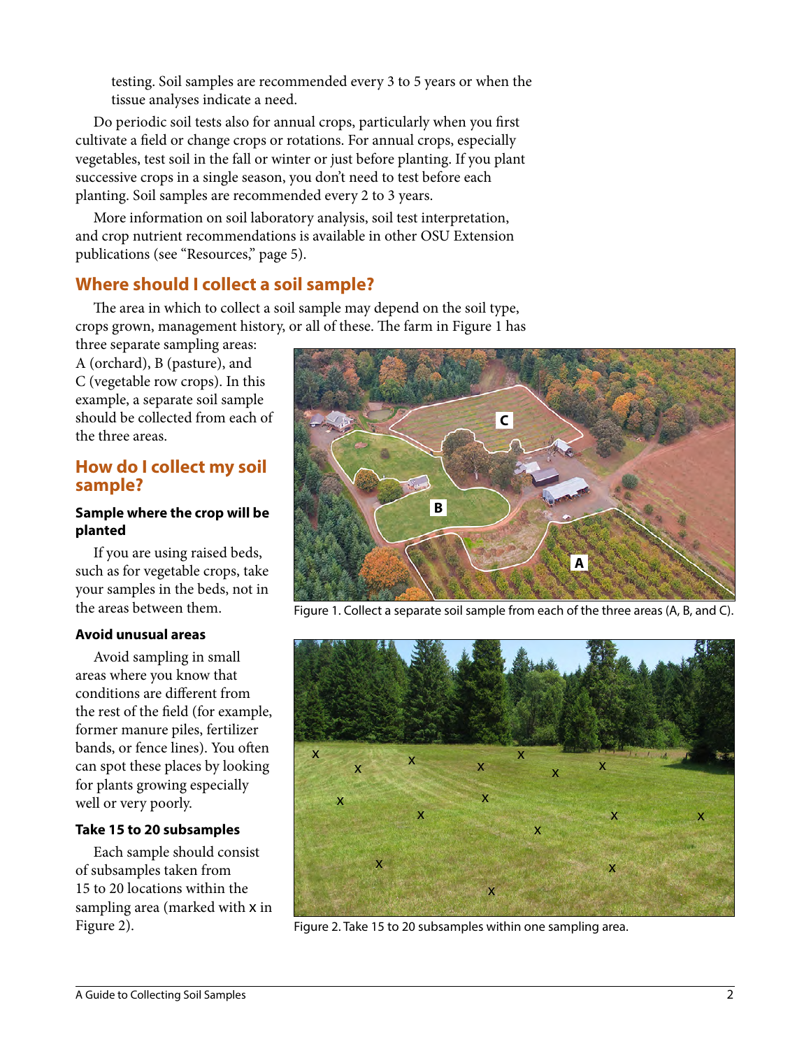testing. Soil samples are recommended every 3 to 5 years or when the tissue analyses indicate a need.

Do periodic soil tests also for annual crops, particularly when you first cultivate a field or change crops or rotations. For annual crops, especially vegetables, test soil in the fall or winter or just before planting. If you plant successive crops in a single season, you don't need to test before each planting. Soil samples are recommended every 2 to 3 years.

More information on soil laboratory analysis, soil test interpretation, and crop nutrient recommendations is available in other OSU Extension publications (see "Resources," page 5).

## Where should I collect a soil sample?

The area in which to collect a soil sample may depend on the soil type, crops grown, management history, or all of these. The farm in Figure 1 has three separate sampling areas: A (orchard), B (pasture), and C (vegetable row crops). In this example, a separate soil sample should be collected from each of the three areas.

Figure 1. Collect a separate soil sample from each of the three areas (A, B, and C).

## How do I collect my soil sample?

### Sample where the crop will be planted

If you are using raised beds, such as for vegetable crops, take your samples in the beds, not in the areas between them.

### Avoid unusual areas

Avoid sampling in small areas where you know that conditions are different from the rest of the field (for example, former manure piles, fertilizer bands, or fence lines). You often can spot these places by looking for plants growing especially well or very poorly.

### Take 15 to 20 subsamples

Each sample should consist of subsamples taken from 15 to 20 locations within the sampling area (marked with x in Figure 2).

Figure 2. Take 15 to 20 subsamples within one sampling area.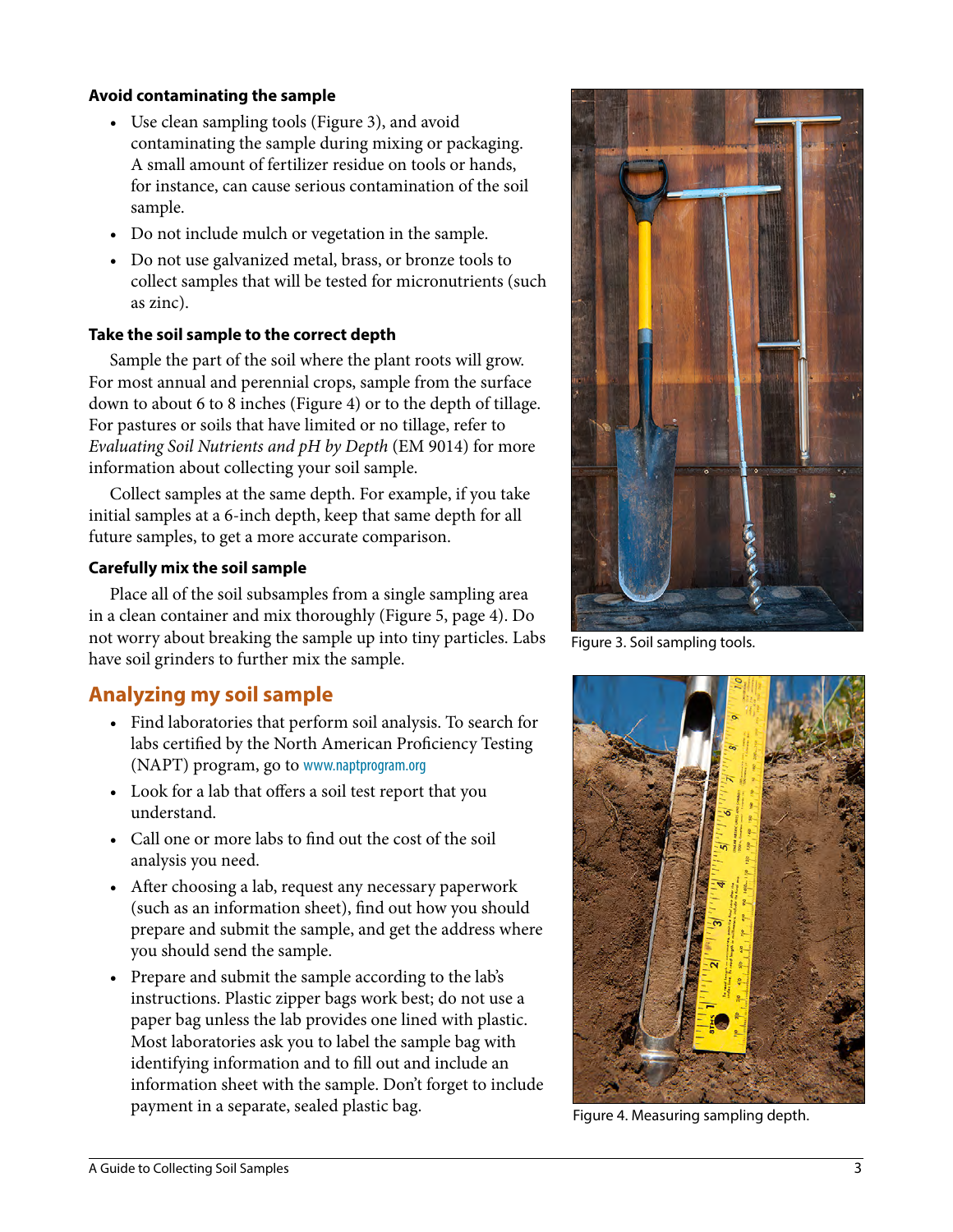**Avoid contaminating the sample**

- Use clean sampling tools (Figure 3), and avoid contaminating the sample during mixing or packaging. A small amount of fertilizer residue on tools or hands, for instance, can cause serious contamination of the soil sample.
- Do not include mulch or vegetation in the sample.
- Do not use galvanized metal, brass, or bronze tools to collect samples that will be tested for micronutrients (such as zinc).

**Take the soil sample to the correct depth**

Sample the part of the soil where the plant roots will grow. For most annual and perennial crops, sample from the surface down to about 6 to 8 inches (Figure 4) or to the depth of tillage. For pastures or soils that have limited or no tillage, refer to *Evaluating Soil Nutrients and pH by Depth* (EM 9014) for more information about collecting your soil sample.

Collect samples at the same depth. For example, if you take initial samples at a 6-inch depth, keep that same depth for all future samples, to get a more accurate comparison.

**Carefully mix the soil sample**

Place all of the soil subsamples from a single sampling area in a clean container and mix thoroughly (Figure 5, page 4). Do not worry about breaking the sample up into tiny particles. Labs have soil grinders to further mix the sample.

## Analyzing my soil sample

- Find laboratories that perform soil analysis. To search for labs certified by the North American Proficiency Testing (NAPT) program, go to www.naptprogram.org
- Look for a lab that offers a soil test report that you understand.
- Call one or more labs to find out the cost of the soil analysis you need.
- After choosing a lab, request any necessary paperwork (such as an information sheet), find out how you should prepare and submit the sample, and get the address where you should send the sample.
- Prepare and submit the sample according to the lab's instructions. Plastic zipper bags work best; do not use a paper bag unless the lab provides one lined with plastic. Most laboratories ask you to label the sample bag with identifying information and to fill out and include an information sheet with the sample. Don't forget to include payment in a separate, sealed plastic bag.

Figure 3. Soil sampling tools.

Figure 4. Measuring sampling depth.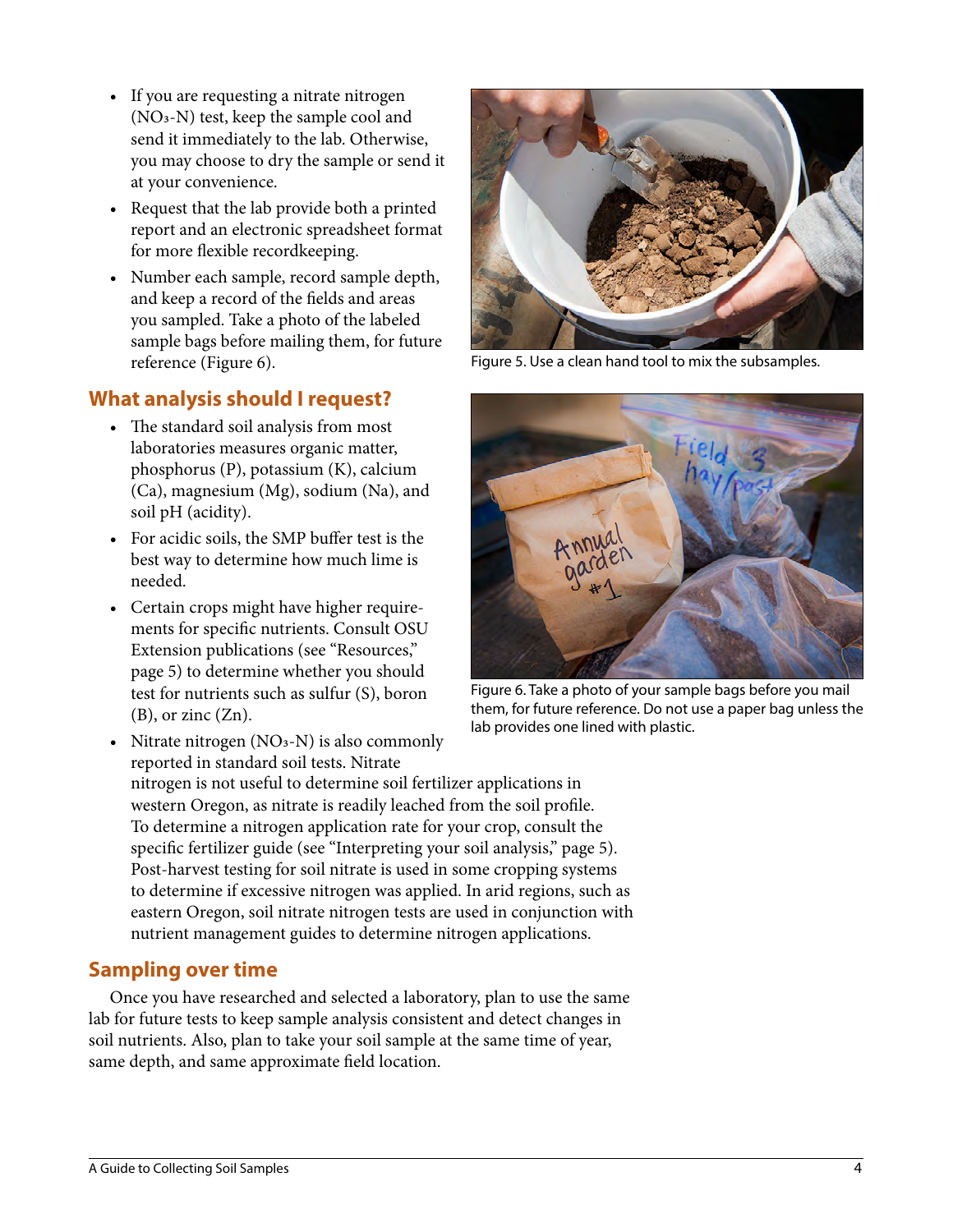- If you are requesting a nitrate nitrogen ($NO_3$-N) test, keep the sample cool and send it immediately to the lab. Otherwise, you may choose to dry the sample or send it at your convenience.
- Request that the lab provide both a printed report and an electronic spreadsheet format for more flexible recordkeeping.
- Number each sample, record sample depth, and keep a record of the fields and areas you sampled. Take a photo of the labeled sample bags before mailing them, for future reference (Figure 6).

Figure 5. Use a clean hand tool to mix the subsamples.

Figure 6. Take a photo of your sample bags before you mail them, for future reference. Do not use a paper bag unless the lab provides one lined with plastic.

## What analysis should I request?

- The standard soil analysis from most laboratories measures organic matter, phosphorus (P), potassium (K), calcium (Ca), magnesium (Mg), sodium (Na), and soil pH (acidity).
- For acidic soils, the SMP buffer test is the best way to determine how much lime is needed.
- Certain crops might have higher requirements for specific nutrients. Consult OSU Extension publications (see "Resources," page 5) to determine whether you should test for nutrients such as sulfur (S), boron (B), or zinc (Zn).
- Nitrate nitrogen ($NO_3$-N) is also commonly reported in standard soil tests. Nitrate nitrogen is not useful to determine soil fertilizer applications in western Oregon, as nitrate is readily leached from the soil profile. To determine a nitrogen application rate for your crop, consult the specific fertilizer guide (see "Interpreting your soil analysis," page 5). Post-harvest testing for soil nitrate is used in some cropping systems to determine if excessive nitrogen was applied. In arid regions, such as eastern Oregon, soil nitrate nitrogen tests are used in conjunction with nutrient management guides to determine nitrogen applications.

## Sampling over time

Once you have researched and selected a laboratory, plan to use the same lab for future tests to keep sample analysis consistent and detect changes in soil nutrients. Also, plan to take your soil sample at the same time of year, same depth, and same approximate field location.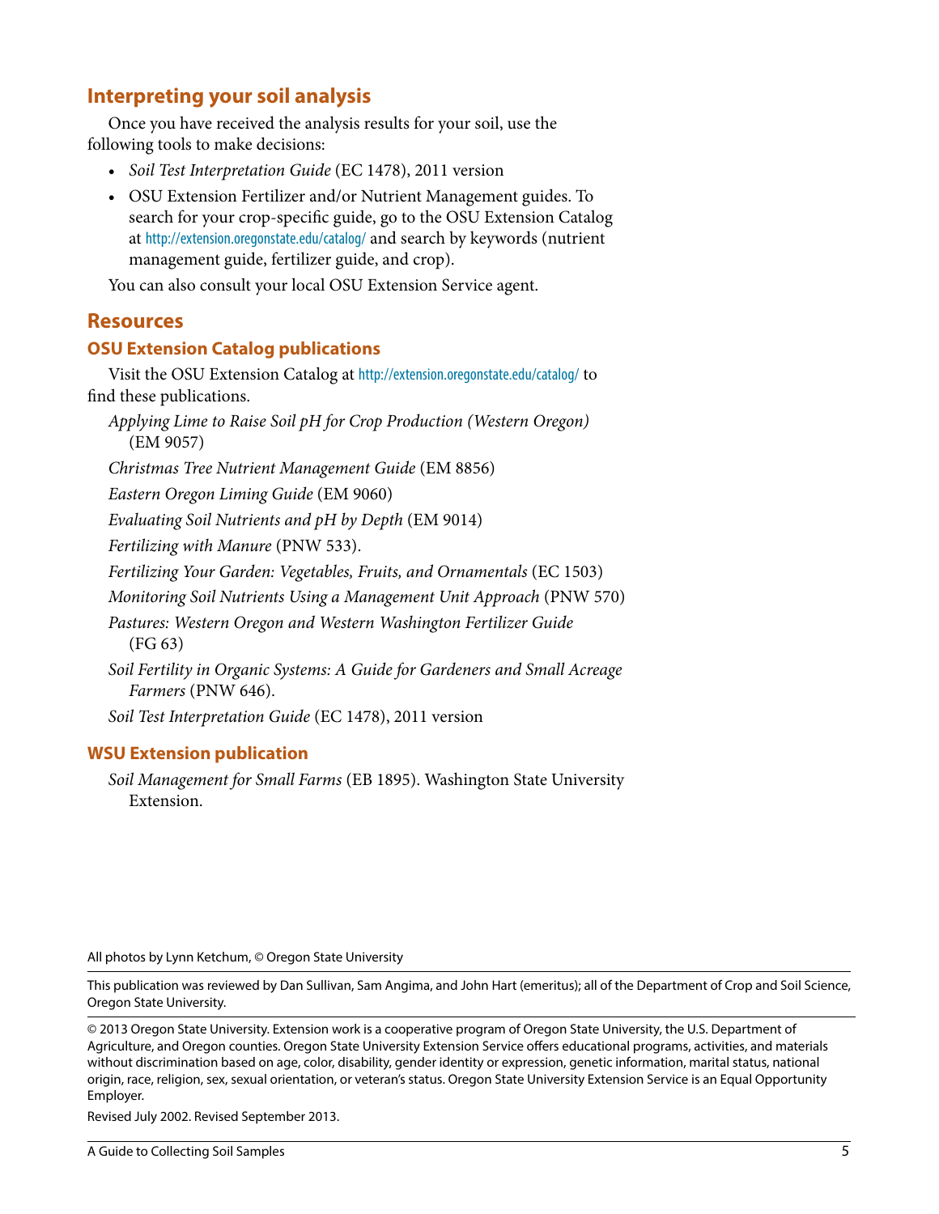## Interpreting your soil analysis

Once you have received the analysis results for your soil, use the following tools to make decisions:

- *Soil Test Interpretation Guide* (EC 1478), 2011 version
- OSU Extension Fertilizer and/or Nutrient Management guides. To search for your crop-specific guide, go to the OSU Extension Catalog at http://extension.oregonstate.edu/catalog/ and search by keywords (nutrient management guide, fertilizer guide, and crop).

You can also consult your local OSU Extension Service agent.

## Resources

### OSU Extension Catalog publications

Visit the OSU Extension Catalog at http://extension.oregonstate.edu/catalog/ to find these publications.

*Applying Lime to Raise Soil pH for Crop Production (Western Oregon)* (EM 9057)

*Christmas Tree Nutrient Management Guide* (EM 8856)

*Eastern Oregon Liming Guide* (EM 9060)

*Evaluating Soil Nutrients and pH by Depth* (EM 9014)

*Fertilizing with Manure* (PNW 533).

*Fertilizing Your Garden: Vegetables, Fruits, and Ornamentals* (EC 1503)

*Monitoring Soil Nutrients Using a Management Unit Approach* (PNW 570)

*Pastures: Western Oregon and Western Washington Fertilizer Guide* (FG 63)

*Soil Fertility in Organic Systems: A Guide for Gardeners and Small Acreage Farmers* (PNW 646).

*Soil Test Interpretation Guide* (EC 1478), 2011 version

### WSU Extension publication

*Soil Management for Small Farms* (EB 1895). Washington State University Extension.

All photos by Lynn Ketchum, © Oregon State University

This publication was reviewed by Dan Sullivan, Sam Angima, and John Hart (emeritus); all of the Department of Crop and Soil Science, Oregon State University.

© 2013 Oregon State University. Extension work is a cooperative program of Oregon State University, the U.S. Department of Agriculture, and Oregon counties. Oregon State University Extension Service offers educational programs, activities, and materials without discrimination based on age, color, disability, gender identity or expression, genetic information, marital status, national origin, race, religion, sex, sexual orientation, or veteran's status. Oregon State University Extension Service is an Equal Opportunity Employer.

Revised July 2002. Revised September 2013.